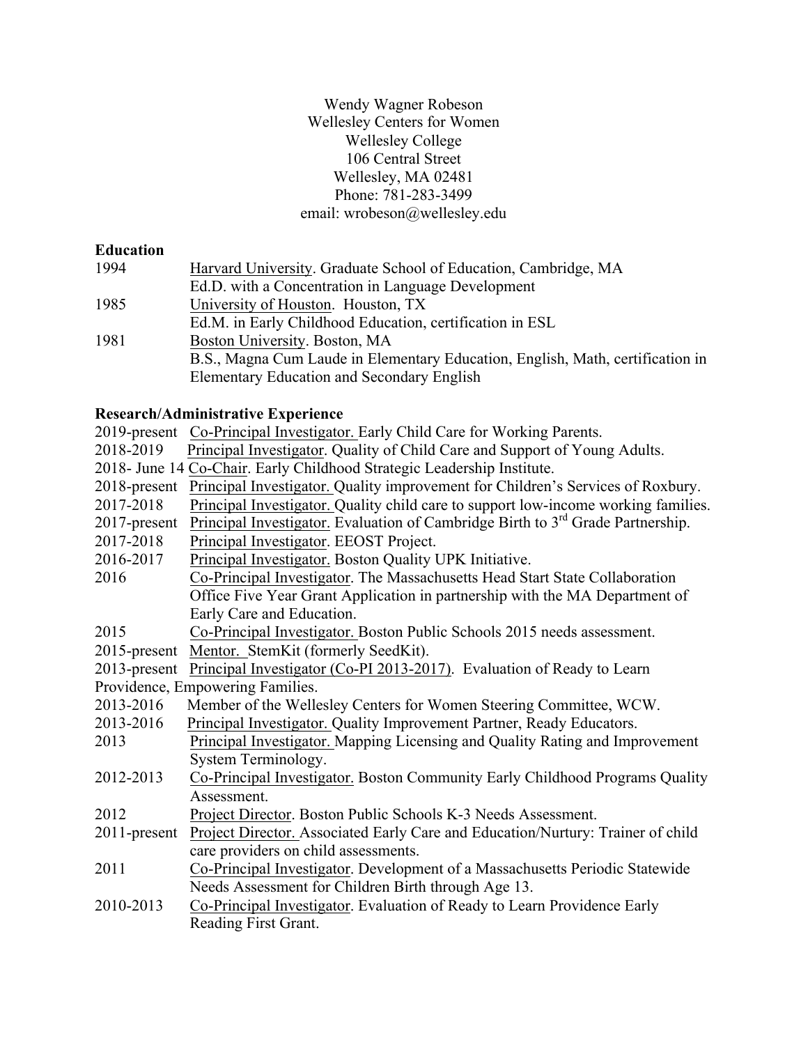Wendy Wagner Robeson
Wellesley Centers for Women
Wellesley College
106 Central Street
Wellesley, MA 02481
Phone: 781-283-3499
email: wrobeson@wellesley.edu

**Education**

1994 Harvard University. Graduate School of Education, Cambridge, MA
Ed.D. with a Concentration in Language Development

1985 University of Houston. Houston, TX
Ed.M. in Early Childhood Education, certification in ESL

1981 Boston University. Boston, MA
B.S., Magna Cum Laude in Elementary Education, English, Math, certification in Elementary Education and Secondary English

**Research/Administrative Experience**

2019-present Co-Principal Investigator. Early Child Care for Working Parents.

2018-2019 Principal Investigator. Quality of Child Care and Support of Young Adults.

2018- June 14 Co-Chair. Early Childhood Strategic Leadership Institute.

2018-present Principal Investigator. Quality improvement for Children's Services of Roxbury.

2017-2018 Principal Investigator. Quality child care to support low-income working families.

2017-present Principal Investigator. Evaluation of Cambridge Birth to 3rd Grade Partnership.

2017-2018 Principal Investigator. EEOST Project.

2016-2017 Principal Investigator. Boston Quality UPK Initiative.

2016 Co-Principal Investigator. The Massachusetts Head Start State Collaboration Office Five Year Grant Application in partnership with the MA Department of Early Care and Education.

2015 Co-Principal Investigator. Boston Public Schools 2015 needs assessment.

2015-present Mentor. StemKit (formerly SeedKit).

2013-present Principal Investigator (Co-PI 2013-2017). Evaluation of Ready to Learn Providence, Empowering Families.

2013-2016 Member of the Wellesley Centers for Women Steering Committee, WCW.

2013-2016 Principal Investigator. Quality Improvement Partner, Ready Educators.

2013 Principal Investigator. Mapping Licensing and Quality Rating and Improvement System Terminology.

2012-2013 Co-Principal Investigator. Boston Community Early Childhood Programs Quality Assessment.

2012 Project Director. Boston Public Schools K-3 Needs Assessment.

2011-present Project Director. Associated Early Care and Education/Nurtury: Trainer of child care providers on child assessments.

2011 Co-Principal Investigator. Development of a Massachusetts Periodic Statewide Needs Assessment for Children Birth through Age 13.

2010-2013 Co-Principal Investigator. Evaluation of Ready to Learn Providence Early Reading First Grant.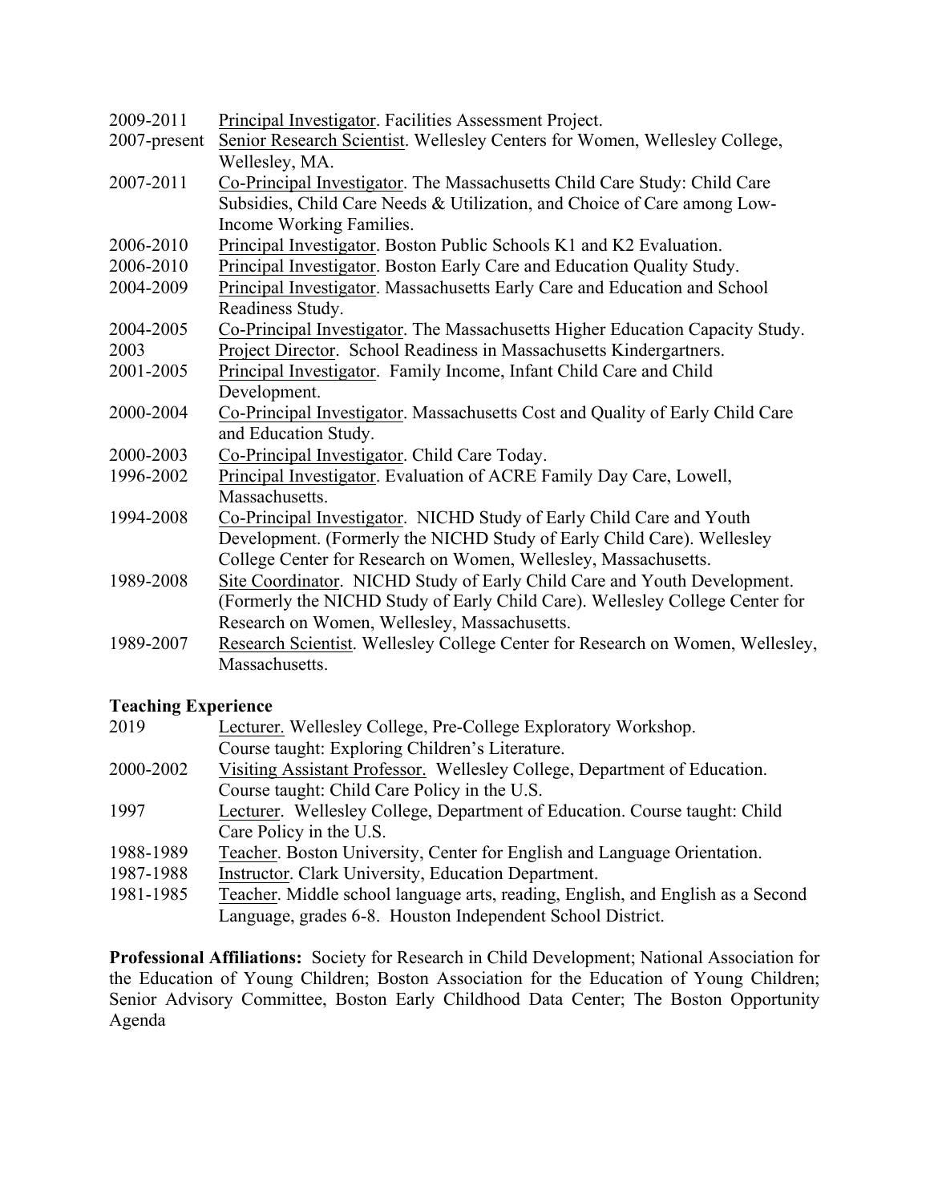2009-2011 Principal Investigator. Facilities Assessment Project.

2007-present Senior Research Scientist. Wellesley Centers for Women, Wellesley College, Wellesley, MA.

2007-2011 Co-Principal Investigator. The Massachusetts Child Care Study: Child Care Subsidies, Child Care Needs & Utilization, and Choice of Care among Low-Income Working Families.

2006-2010 Principal Investigator. Boston Public Schools K1 and K2 Evaluation.

2006-2010 Principal Investigator. Boston Early Care and Education Quality Study.

2004-2009 Principal Investigator. Massachusetts Early Care and Education and School Readiness Study.

2004-2005 Co-Principal Investigator. The Massachusetts Higher Education Capacity Study.

2003 Project Director. School Readiness in Massachusetts Kindergartners.

2001-2005 Principal Investigator. Family Income, Infant Child Care and Child Development.

2000-2004 Co-Principal Investigator. Massachusetts Cost and Quality of Early Child Care and Education Study.

2000-2003 Co-Principal Investigator. Child Care Today.

1996-2002 Principal Investigator. Evaluation of ACRE Family Day Care, Lowell, Massachusetts.

1994-2008 Co-Principal Investigator. NICHD Study of Early Child Care and Youth Development. (Formerly the NICHD Study of Early Child Care). Wellesley College Center for Research on Women, Wellesley, Massachusetts.

1989-2008 Site Coordinator. NICHD Study of Early Child Care and Youth Development. (Formerly the NICHD Study of Early Child Care). Wellesley College Center for Research on Women, Wellesley, Massachusetts.

1989-2007 Research Scientist. Wellesley College Center for Research on Women, Wellesley, Massachusetts.

**Teaching Experience**

2019 Lecturer. Wellesley College, Pre-College Exploratory Workshop. Course taught: Exploring Children's Literature.

2000-2002 Visiting Assistant Professor. Wellesley College, Department of Education. Course taught: Child Care Policy in the U.S.

1997 Lecturer. Wellesley College, Department of Education. Course taught: Child Care Policy in the U.S.

1988-1989 Teacher. Boston University, Center for English and Language Orientation.

1987-1988 Instructor. Clark University, Education Department.

1981-1985 Teacher. Middle school language arts, reading, English, and English as a Second Language, grades 6-8. Houston Independent School District.

**Professional Affiliations:** Society for Research in Child Development; National Association for the Education of Young Children; Boston Association for the Education of Young Children; Senior Advisory Committee, Boston Early Childhood Data Center; The Boston Opportunity Agenda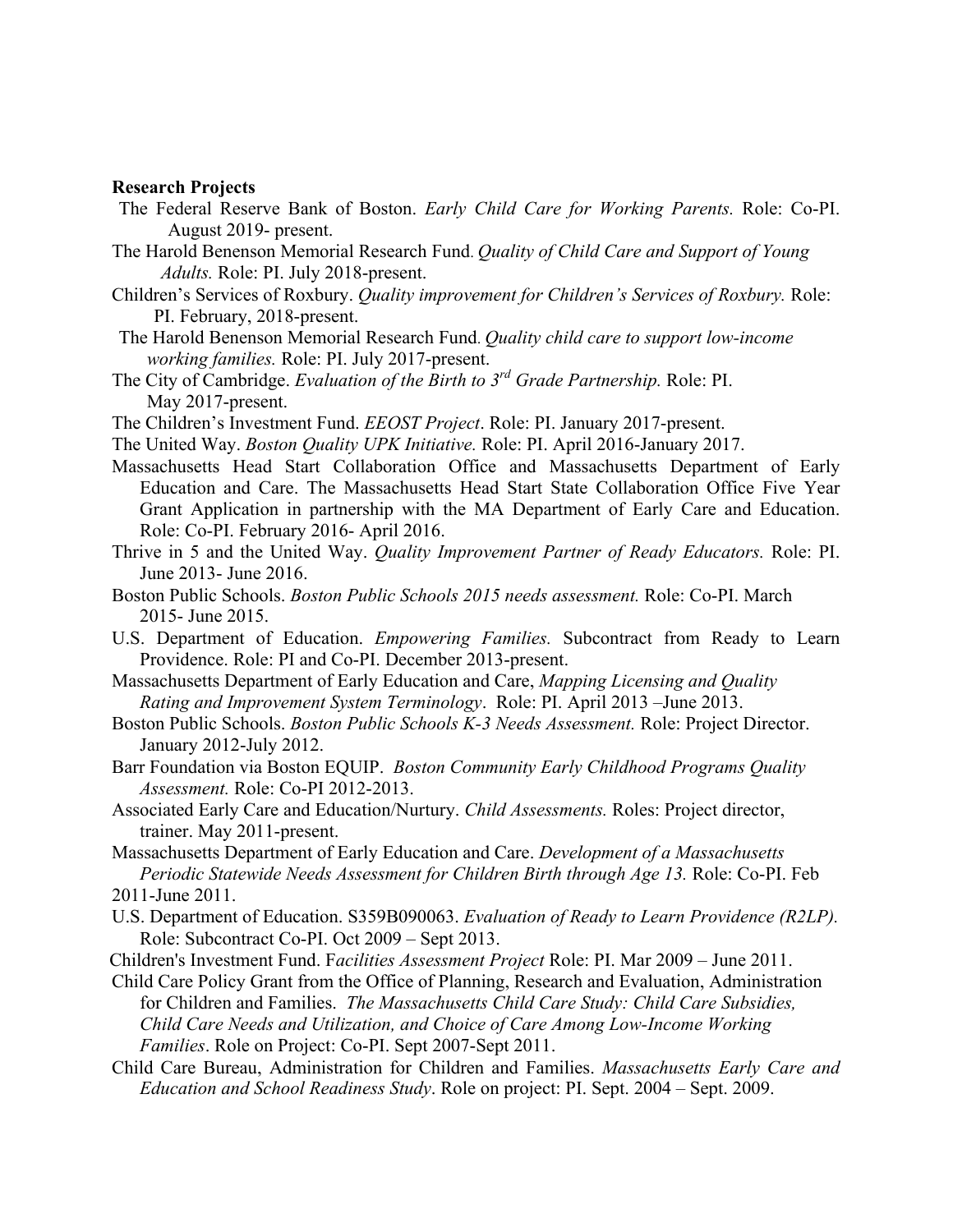**Research Projects**

The Federal Reserve Bank of Boston. *Early Child Care for Working Parents.* Role: Co-PI. August 2019- present.

The Harold Benenson Memorial Research Fund. *Quality of Child Care and Support of Young Adults.* Role: PI. July 2018-present.

Children's Services of Roxbury. *Quality improvement for Children's Services of Roxbury.* Role: PI. February, 2018-present.

The Harold Benenson Memorial Research Fund. *Quality child care to support low-income working families.* Role: PI. July 2017-present.

The City of Cambridge. *Evaluation of the Birth to 3rd Grade Partnership.* Role: PI. May 2017-present.

The Children's Investment Fund. *EEOST Project*. Role: PI. January 2017-present.

The United Way. *Boston Quality UPK Initiative.* Role: PI. April 2016-January 2017.

Massachusetts Head Start Collaboration Office and Massachusetts Department of Early Education and Care. The Massachusetts Head Start State Collaboration Office Five Year Grant Application in partnership with the MA Department of Early Care and Education. Role: Co-PI. February 2016- April 2016.

Thrive in 5 and the United Way. *Quality Improvement Partner of Ready Educators.* Role: PI. June 2013- June 2016.

Boston Public Schools. *Boston Public Schools 2015 needs assessment.* Role: Co-PI. March 2015- June 2015.

U.S. Department of Education. *Empowering Families.* Subcontract from Ready to Learn Providence. Role: PI and Co-PI. December 2013-present.

Massachusetts Department of Early Education and Care, *Mapping Licensing and Quality Rating and Improvement System Terminology*. Role: PI. April 2013 –June 2013.

Boston Public Schools. *Boston Public Schools K-3 Needs Assessment.* Role: Project Director. January 2012-July 2012.

Barr Foundation via Boston EQUIP. *Boston Community Early Childhood Programs Quality Assessment.* Role: Co-PI 2012-2013.

Associated Early Care and Education/Nurtury. *Child Assessments.* Roles: Project director, trainer. May 2011-present.

Massachusetts Department of Early Education and Care. *Development of a Massachusetts Periodic Statewide Needs Assessment for Children Birth through Age 13.* Role: Co-PI. Feb 2011-June 2011.

U.S. Department of Education. S359B090063. *Evaluation of Ready to Learn Providence (R2LP).* Role: Subcontract Co-PI. Oct 2009 – Sept 2013.

Children's Investment Fund. F*acilities Assessment Project* Role: PI. Mar 2009 – June 2011.

Child Care Policy Grant from the Office of Planning, Research and Evaluation, Administration for Children and Families. *The Massachusetts Child Care Study: Child Care Subsidies, Child Care Needs and Utilization, and Choice of Care Among Low-Income Working Families*. Role on Project: Co-PI. Sept 2007-Sept 2011.

Child Care Bureau, Administration for Children and Families. *Massachusetts Early Care and Education and School Readiness Study*. Role on project: PI. Sept. 2004 – Sept. 2009.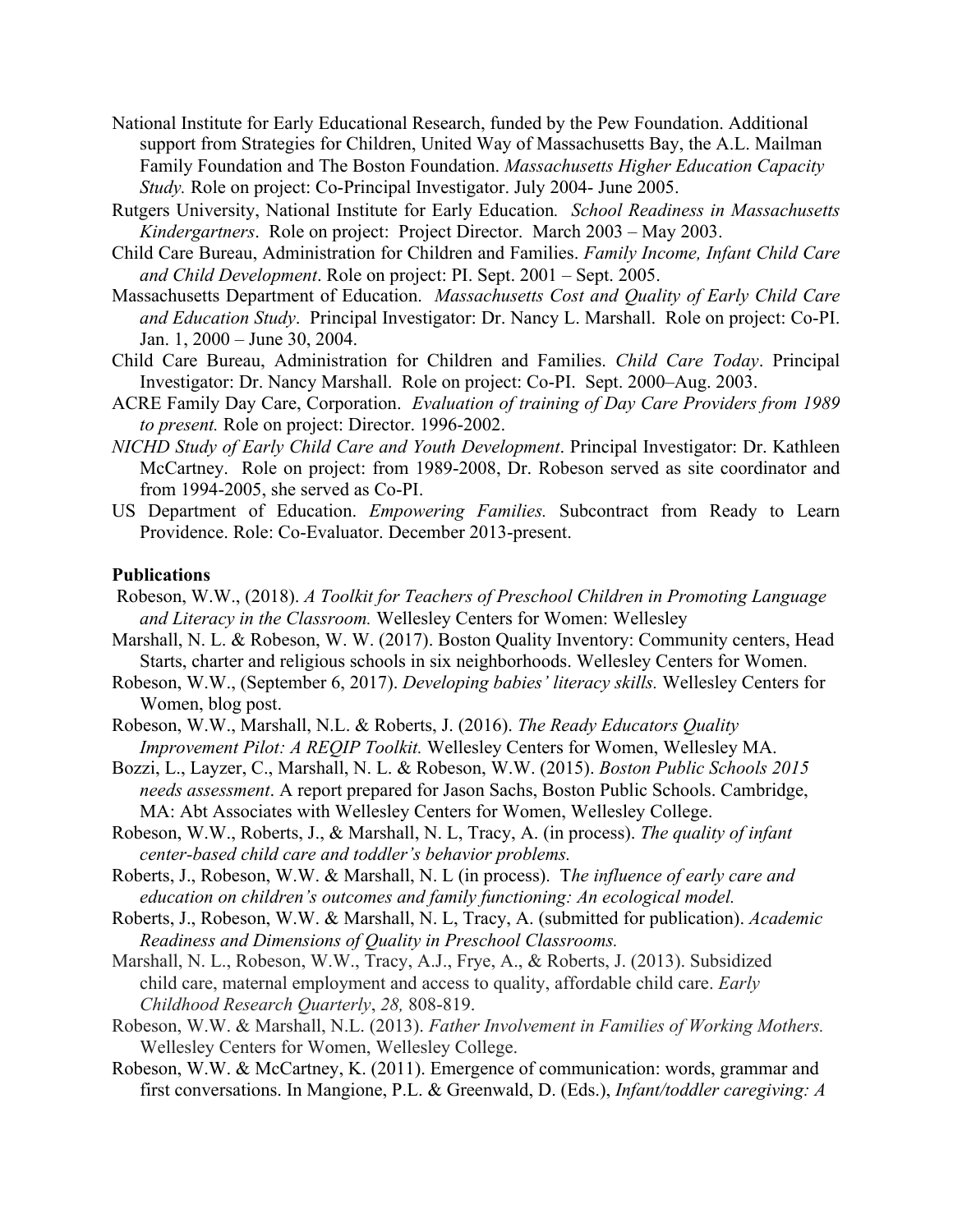National Institute for Early Educational Research, funded by the Pew Foundation. Additional support from Strategies for Children, United Way of Massachusetts Bay, the A.L. Mailman Family Foundation and The Boston Foundation. *Massachusetts Higher Education Capacity Study.* Role on project: Co-Principal Investigator. July 2004- June 2005.

Rutgers University, National Institute for Early Education. *School Readiness in Massachusetts Kindergartners*. Role on project: Project Director. March 2003 – May 2003.

Child Care Bureau, Administration for Children and Families. *Family Income, Infant Child Care and Child Development*. Role on project: PI. Sept. 2001 – Sept. 2005.

Massachusetts Department of Education. *Massachusetts Cost and Quality of Early Child Care and Education Study*. Principal Investigator: Dr. Nancy L. Marshall. Role on project: Co-PI. Jan. 1, 2000 – June 30, 2004.

Child Care Bureau, Administration for Children and Families. *Child Care Today*. Principal Investigator: Dr. Nancy Marshall. Role on project: Co-PI. Sept. 2000–Aug. 2003.

ACRE Family Day Care, Corporation. *Evaluation of training of Day Care Providers from 1989 to present.* Role on project: Director. 1996-2002.

*NICHD Study of Early Child Care and Youth Development*. Principal Investigator: Dr. Kathleen McCartney. Role on project: from 1989-2008, Dr. Robeson served as site coordinator and from 1994-2005, she served as Co-PI.

US Department of Education. *Empowering Families.* Subcontract from Ready to Learn Providence. Role: Co-Evaluator. December 2013-present.

**Publications**

Robeson, W.W., (2018). *A Toolkit for Teachers of Preschool Children in Promoting Language and Literacy in the Classroom.* Wellesley Centers for Women: Wellesley

Marshall, N. L. & Robeson, W. W. (2017). Boston Quality Inventory: Community centers, Head Starts, charter and religious schools in six neighborhoods. Wellesley Centers for Women.

Robeson, W.W., (September 6, 2017). *Developing babies' literacy skills.* Wellesley Centers for Women, blog post.

Robeson, W.W., Marshall, N.L. & Roberts, J. (2016). *The Ready Educators Quality Improvement Pilot: A REQIP Toolkit.* Wellesley Centers for Women, Wellesley MA.

Bozzi, L., Layzer, C., Marshall, N. L. & Robeson, W.W. (2015). *Boston Public Schools 2015 needs assessment*. A report prepared for Jason Sachs, Boston Public Schools. Cambridge, MA: Abt Associates with Wellesley Centers for Women, Wellesley College.

Robeson, W.W., Roberts, J., & Marshall, N. L, Tracy, A. (in process). *The quality of infant center-based child care and toddler's behavior problems.*

Roberts, J., Robeson, W.W. & Marshall, N. L (in process). *The influence of early care and education on children's outcomes and family functioning: An ecological model.*

Roberts, J., Robeson, W.W. & Marshall, N. L, Tracy, A. (submitted for publication). *Academic Readiness and Dimensions of Quality in Preschool Classrooms.*

Marshall, N. L., Robeson, W.W., Tracy, A.J., Frye, A., & Roberts, J. (2013). Subsidized child care, maternal employment and access to quality, affordable child care. *Early Childhood Research Quarterly*, *28,* 808-819.

Robeson, W.W. & Marshall, N.L. (2013). *Father Involvement in Families of Working Mothers.* Wellesley Centers for Women, Wellesley College.

Robeson, W.W. & McCartney, K. (2011). Emergence of communication: words, grammar and first conversations. In Mangione, P.L. & Greenwald, D. (Eds.), *Infant/toddler caregiving: A*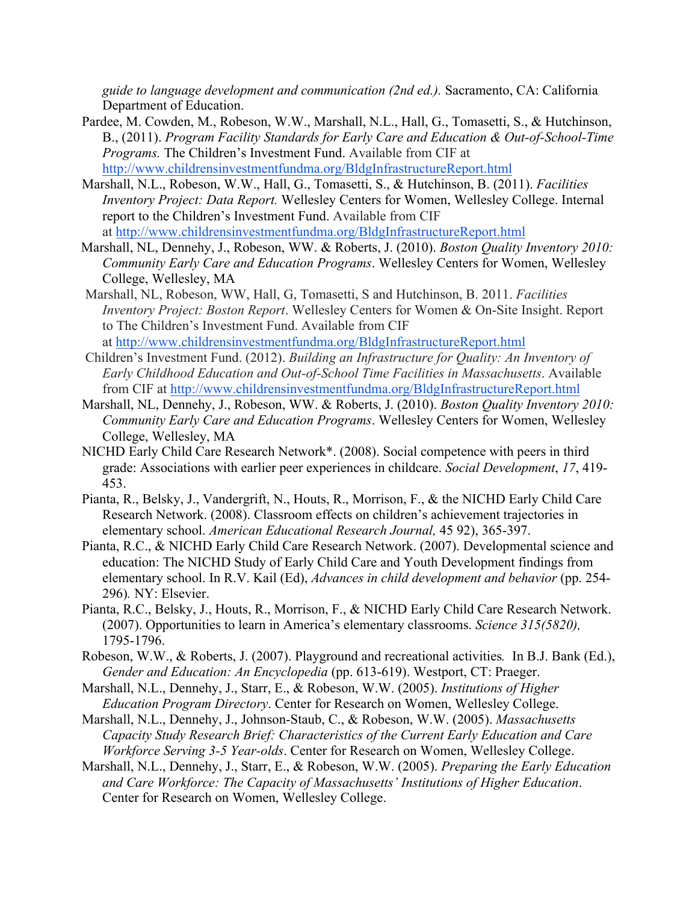*guide to language development and communication (2nd ed.).* Sacramento, CA: California Department of Education.

Pardee, M. Cowden, M., Robeson, W.W., Marshall, N.L., Hall, G., Tomasetti, S., & Hutchinson, B., (2011). *Program Facility Standards for Early Care and Education & Out-of-School-Time Programs.* The Children's Investment Fund. Available from CIF at http://www.childrensinvestmentfundma.org/BldgInfrastructureReport.html

Marshall, N.L., Robeson, W.W., Hall, G., Tomasetti, S., & Hutchinson, B. (2011). *Facilities Inventory Project: Data Report.* Wellesley Centers for Women, Wellesley College. Internal report to the Children's Investment Fund. Available from CIF at http://www.childrensinvestmentfundma.org/BldgInfrastructureReport.html

Marshall, NL, Dennehy, J., Robeson, WW. & Roberts, J. (2010). *Boston Quality Inventory 2010: Community Early Care and Education Programs*. Wellesley Centers for Women, Wellesley College, Wellesley, MA

Marshall, NL, Robeson, WW, Hall, G, Tomasetti, S and Hutchinson, B. 2011. *Facilities Inventory Project: Boston Report*. Wellesley Centers for Women & On-Site Insight. Report to The Children's Investment Fund. Available from CIF at http://www.childrensinvestmentfundma.org/BldgInfrastructureReport.html

Children's Investment Fund. (2012). *Building an Infrastructure for Quality: An Inventory of Early Childhood Education and Out-of-School Time Facilities in Massachusetts*. Available from CIF at http://www.childrensinvestmentfundma.org/BldgInfrastructureReport.html

Marshall, NL, Dennehy, J., Robeson, WW. & Roberts, J. (2010). *Boston Quality Inventory 2010: Community Early Care and Education Programs*. Wellesley Centers for Women, Wellesley College, Wellesley, MA

NICHD Early Child Care Research Network*. (2008). Social competence with peers in third grade: Associations with earlier peer experiences in childcare. *Social Development*, *17*, 419-453.

Pianta, R., Belsky, J., Vandergrift, N., Houts, R., Morrison, F., & the NICHD Early Child Care Research Network. (2008). Classroom effects on children's achievement trajectories in elementary school. *American Educational Research Journal,* 45 92), 365-397.

Pianta, R.C., & NICHD Early Child Care Research Network. (2007). Developmental science and education: The NICHD Study of Early Child Care and Youth Development findings from elementary school. In R.V. Kail (Ed), *Advances in child development and behavior* (pp. 254-296)*.* NY: Elsevier.

Pianta, R.C., Belsky, J., Houts, R., Morrison, F., & NICHD Early Child Care Research Network. (2007). Opportunities to learn in America's elementary classrooms. *Science 315(5820),* 1795-1796.

Robeson, W.W., & Roberts, J. (2007). Playground and recreational activities*.* In B.J. Bank (Ed.), *Gender and Education: An Encyclopedia* (pp. 613-619). Westport, CT: Praeger.

Marshall, N.L., Dennehy, J., Starr, E., & Robeson, W.W. (2005). *Institutions of Higher Education Program Directory*. Center for Research on Women, Wellesley College.

Marshall, N.L., Dennehy, J., Johnson-Staub, C., & Robeson, W.W. (2005). *Massachusetts Capacity Study Research Brief: Characteristics of the Current Early Education and Care Workforce Serving 3-5 Year-olds*. Center for Research on Women, Wellesley College.

Marshall, N.L., Dennehy, J., Starr, E., & Robeson, W.W. (2005). *Preparing the Early Education and Care Workforce: The Capacity of Massachusetts' Institutions of Higher Education*. Center for Research on Women, Wellesley College.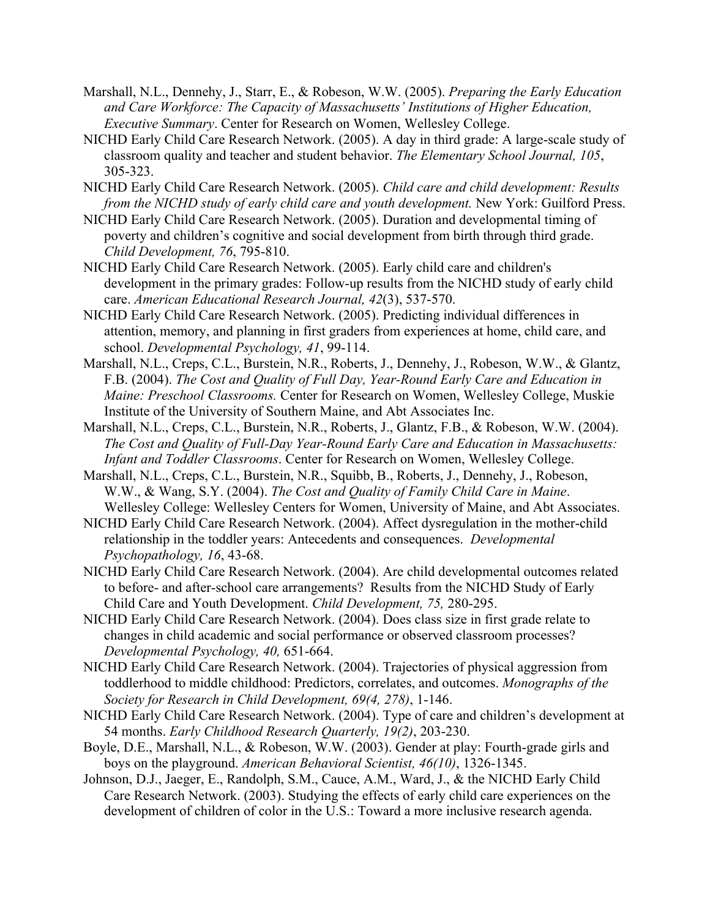Marshall, N.L., Dennehy, J., Starr, E., & Robeson, W.W. (2005). *Preparing the Early Education and Care Workforce: The Capacity of Massachusetts' Institutions of Higher Education, Executive Summary*. Center for Research on Women, Wellesley College.

NICHD Early Child Care Research Network. (2005). A day in third grade: A large-scale study of classroom quality and teacher and student behavior. *The Elementary School Journal, 105*, 305-323.

NICHD Early Child Care Research Network. (2005). *Child care and child development: Results from the NICHD study of early child care and youth development.* New York: Guilford Press.

NICHD Early Child Care Research Network. (2005). Duration and developmental timing of poverty and children's cognitive and social development from birth through third grade. *Child Development, 76*, 795-810.

NICHD Early Child Care Research Network. (2005). Early child care and children's development in the primary grades: Follow-up results from the NICHD study of early child care. *American Educational Research Journal, 42*(3), 537-570.

NICHD Early Child Care Research Network. (2005). Predicting individual differences in attention, memory, and planning in first graders from experiences at home, child care, and school. *Developmental Psychology, 41*, 99-114.

Marshall, N.L., Creps, C.L., Burstein, N.R., Roberts, J., Dennehy, J., Robeson, W.W., & Glantz, F.B. (2004). *The Cost and Quality of Full Day, Year-Round Early Care and Education in Maine: Preschool Classrooms.* Center for Research on Women, Wellesley College, Muskie Institute of the University of Southern Maine, and Abt Associates Inc.

Marshall, N.L., Creps, C.L., Burstein, N.R., Roberts, J., Glantz, F.B., & Robeson, W.W. (2004). *The Cost and Quality of Full-Day Year-Round Early Care and Education in Massachusetts: Infant and Toddler Classrooms*. Center for Research on Women, Wellesley College.

Marshall, N.L., Creps, C.L., Burstein, N.R., Squibb, B., Roberts, J., Dennehy, J., Robeson, W.W., & Wang, S.Y. (2004). *The Cost and Quality of Family Child Care in Maine*. Wellesley College: Wellesley Centers for Women, University of Maine, and Abt Associates.

NICHD Early Child Care Research Network. (2004). Affect dysregulation in the mother-child relationship in the toddler years: Antecedents and consequences. *Developmental Psychopathology, 16*, 43-68.

NICHD Early Child Care Research Network. (2004). Are child developmental outcomes related to before- and after-school care arrangements? Results from the NICHD Study of Early Child Care and Youth Development. *Child Development, 75,* 280-295.

NICHD Early Child Care Research Network. (2004). Does class size in first grade relate to changes in child academic and social performance or observed classroom processes? *Developmental Psychology, 40,* 651-664.

NICHD Early Child Care Research Network. (2004). Trajectories of physical aggression from toddlerhood to middle childhood: Predictors, correlates, and outcomes. *Monographs of the Society for Research in Child Development, 69(4, 278)*, 1-146.

NICHD Early Child Care Research Network. (2004). Type of care and children's development at 54 months. *Early Childhood Research Quarterly, 19(2)*, 203-230.

Boyle, D.E., Marshall, N.L., & Robeson, W.W. (2003). Gender at play: Fourth-grade girls and boys on the playground. *American Behavioral Scientist, 46(10)*, 1326-1345.

Johnson, D.J., Jaeger, E., Randolph, S.M., Cauce, A.M., Ward, J., & the NICHD Early Child Care Research Network. (2003). Studying the effects of early child care experiences on the development of children of color in the U.S.: Toward a more inclusive research agenda.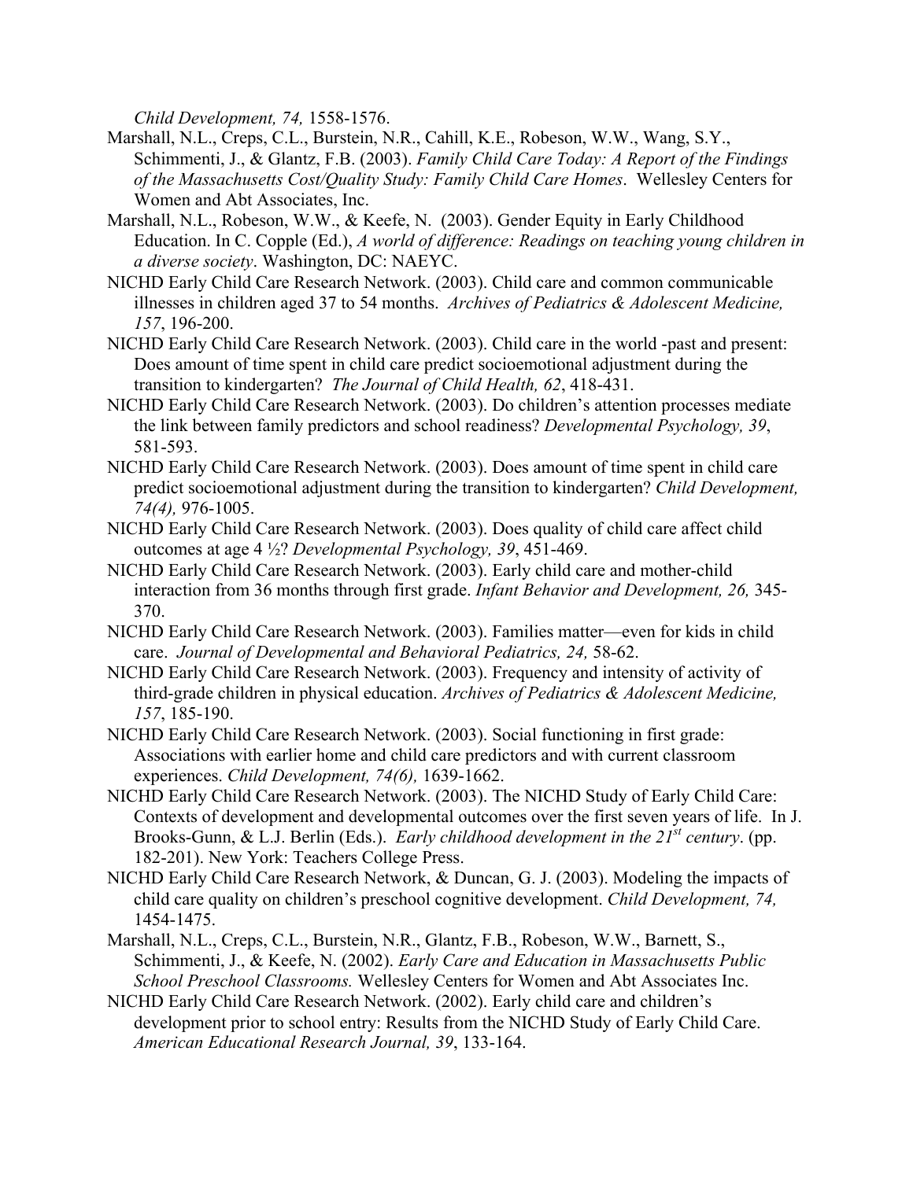*Child Development, 74,* 1558-1576.

Marshall, N.L., Creps, C.L., Burstein, N.R., Cahill, K.E., Robeson, W.W., Wang, S.Y., Schimmenti, J., & Glantz, F.B. (2003). *Family Child Care Today: A Report of the Findings of the Massachusetts Cost/Quality Study: Family Child Care Homes*. Wellesley Centers for Women and Abt Associates, Inc.

Marshall, N.L., Robeson, W.W., & Keefe, N. (2003). Gender Equity in Early Childhood Education. In C. Copple (Ed.), *A world of difference: Readings on teaching young children in a diverse society*. Washington, DC: NAEYC.

NICHD Early Child Care Research Network. (2003). Child care and common communicable illnesses in children aged 37 to 54 months. *Archives of Pediatrics & Adolescent Medicine, 157*, 196-200.

NICHD Early Child Care Research Network. (2003). Child care in the world -past and present: Does amount of time spent in child care predict socioemotional adjustment during the transition to kindergarten? *The Journal of Child Health, 62*, 418-431.

NICHD Early Child Care Research Network. (2003). Do children's attention processes mediate the link between family predictors and school readiness? *Developmental Psychology, 39*, 581-593.

NICHD Early Child Care Research Network. (2003). Does amount of time spent in child care predict socioemotional adjustment during the transition to kindergarten? *Child Development, 74(4),* 976-1005.

NICHD Early Child Care Research Network. (2003). Does quality of child care affect child outcomes at age 4 ½? *Developmental Psychology, 39*, 451-469.

NICHD Early Child Care Research Network. (2003). Early child care and mother-child interaction from 36 months through first grade. *Infant Behavior and Development, 26,* 345-370.

NICHD Early Child Care Research Network. (2003). Families matter—even for kids in child care. *Journal of Developmental and Behavioral Pediatrics, 24,* 58-62.

NICHD Early Child Care Research Network. (2003). Frequency and intensity of activity of third-grade children in physical education. *Archives of Pediatrics & Adolescent Medicine, 157*, 185-190.

NICHD Early Child Care Research Network. (2003). Social functioning in first grade: Associations with earlier home and child care predictors and with current classroom experiences. *Child Development, 74(6),* 1639-1662.

NICHD Early Child Care Research Network. (2003). The NICHD Study of Early Child Care: Contexts of development and developmental outcomes over the first seven years of life. In J. Brooks-Gunn, & L.J. Berlin (Eds.). *Early childhood development in the 21st century*. (pp. 182-201). New York: Teachers College Press.

NICHD Early Child Care Research Network, & Duncan, G. J. (2003). Modeling the impacts of child care quality on children's preschool cognitive development. *Child Development, 74,* 1454-1475.

Marshall, N.L., Creps, C.L., Burstein, N.R., Glantz, F.B., Robeson, W.W., Barnett, S., Schimmenti, J., & Keefe, N. (2002). *Early Care and Education in Massachusetts Public School Preschool Classrooms.* Wellesley Centers for Women and Abt Associates Inc.

NICHD Early Child Care Research Network. (2002). Early child care and children's development prior to school entry: Results from the NICHD Study of Early Child Care. *American Educational Research Journal, 39*, 133-164.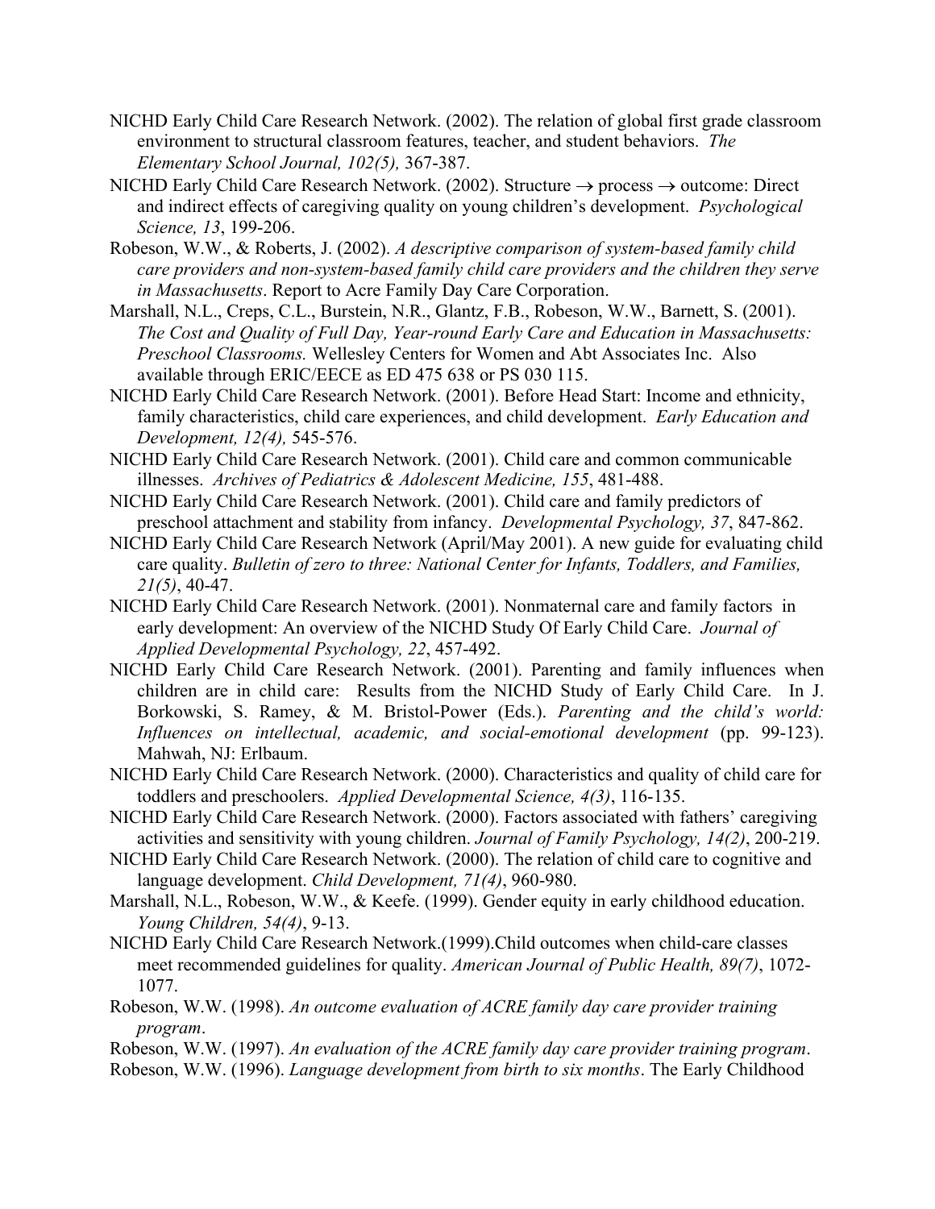NICHD Early Child Care Research Network. (2002). The relation of global first grade classroom environment to structural classroom features, teacher, and student behaviors. *The Elementary School Journal, 102(5),* 367-387.

NICHD Early Child Care Research Network. (2002). Structure → process → outcome: Direct and indirect effects of caregiving quality on young children's development. *Psychological Science, 13*, 199-206.

Robeson, W.W., & Roberts, J. (2002). *A descriptive comparison of system-based family child care providers and non-system-based family child care providers and the children they serve in Massachusetts*. Report to Acre Family Day Care Corporation.

Marshall, N.L., Creps, C.L., Burstein, N.R., Glantz, F.B., Robeson, W.W., Barnett, S. (2001). *The Cost and Quality of Full Day, Year-round Early Care and Education in Massachusetts: Preschool Classrooms.* Wellesley Centers for Women and Abt Associates Inc. Also available through ERIC/EECE as ED 475 638 or PS 030 115.

NICHD Early Child Care Research Network. (2001). Before Head Start: Income and ethnicity, family characteristics, child care experiences, and child development. *Early Education and Development, 12(4),* 545-576.

NICHD Early Child Care Research Network. (2001). Child care and common communicable illnesses. *Archives of Pediatrics & Adolescent Medicine, 155*, 481-488.

NICHD Early Child Care Research Network. (2001). Child care and family predictors of preschool attachment and stability from infancy. *Developmental Psychology, 37*, 847-862.

NICHD Early Child Care Research Network (April/May 2001). A new guide for evaluating child care quality. *Bulletin of zero to three: National Center for Infants, Toddlers, and Families, 21(5)*, 40-47.

NICHD Early Child Care Research Network. (2001). Nonmaternal care and family factors in early development: An overview of the NICHD Study Of Early Child Care. *Journal of Applied Developmental Psychology, 22*, 457-492.

NICHD Early Child Care Research Network. (2001). Parenting and family influences when children are in child care: Results from the NICHD Study of Early Child Care. In J. Borkowski, S. Ramey, & M. Bristol-Power (Eds.). *Parenting and the child's world: Influences on intellectual, academic, and social-emotional development* (pp. 99-123). Mahwah, NJ: Erlbaum.

NICHD Early Child Care Research Network. (2000). Characteristics and quality of child care for toddlers and preschoolers. *Applied Developmental Science, 4(3)*, 116-135.

NICHD Early Child Care Research Network. (2000). Factors associated with fathers' caregiving activities and sensitivity with young children. *Journal of Family Psychology, 14(2)*, 200-219.

NICHD Early Child Care Research Network. (2000). The relation of child care to cognitive and language development. *Child Development, 71(4)*, 960-980.

Marshall, N.L., Robeson, W.W., & Keefe. (1999). Gender equity in early childhood education. *Young Children, 54(4)*, 9-13.

NICHD Early Child Care Research Network.(1999).Child outcomes when child-care classes meet recommended guidelines for quality. *American Journal of Public Health, 89(7)*, 1072-1077.

Robeson, W.W. (1998). *An outcome evaluation of ACRE family day care provider training program*.

Robeson, W.W. (1997). *An evaluation of the ACRE family day care provider training program*.

Robeson, W.W. (1996). *Language development from birth to six months*. The Early Childhood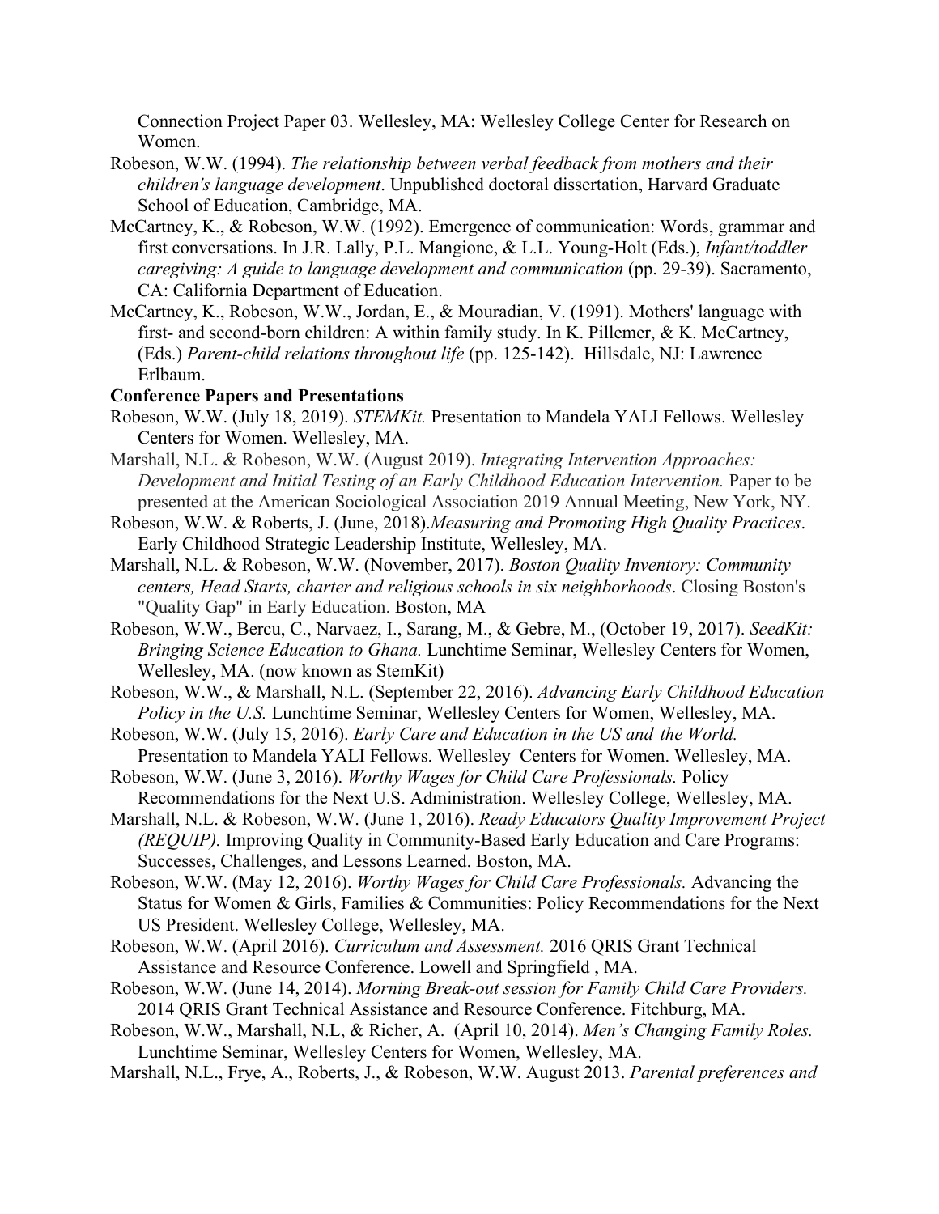Connection Project Paper 03. Wellesley, MA: Wellesley College Center for Research on Women.

Robeson, W.W. (1994). *The relationship between verbal feedback from mothers and their children's language development*. Unpublished doctoral dissertation, Harvard Graduate School of Education, Cambridge, MA.

McCartney, K., & Robeson, W.W. (1992). Emergence of communication: Words, grammar and first conversations. In J.R. Lally, P.L. Mangione, & L.L. Young-Holt (Eds.), *Infant/toddler caregiving: A guide to language development and communication* (pp. 29-39). Sacramento, CA: California Department of Education.

McCartney, K., Robeson, W.W., Jordan, E., & Mouradian, V. (1991). Mothers' language with first- and second-born children: A within family study. In K. Pillemer, & K. McCartney, (Eds.) *Parent-child relations throughout life* (pp. 125-142). Hillsdale, NJ: Lawrence Erlbaum.

**Conference Papers and Presentations**

Robeson, W.W. (July 18, 2019). *STEMKit.* Presentation to Mandela YALI Fellows. Wellesley Centers for Women. Wellesley, MA.

Marshall, N.L. & Robeson, W.W. (August 2019). *Integrating Intervention Approaches: Development and Initial Testing of an Early Childhood Education Intervention.* Paper to be presented at the American Sociological Association 2019 Annual Meeting, New York, NY.

Robeson, W.W. & Roberts, J. (June, 2018).*Measuring and Promoting High Quality Practices*. Early Childhood Strategic Leadership Institute, Wellesley, MA.

Marshall, N.L. & Robeson, W.W. (November, 2017). *Boston Quality Inventory: Community centers, Head Starts, charter and religious schools in six neighborhoods*. Closing Boston's "Quality Gap" in Early Education. Boston, MA

Robeson, W.W., Bercu, C., Narvaez, I., Sarang, M., & Gebre, M., (October 19, 2017). *SeedKit: Bringing Science Education to Ghana.* Lunchtime Seminar, Wellesley Centers for Women, Wellesley, MA. (now known as StemKit)

Robeson, W.W., & Marshall, N.L. (September 22, 2016). *Advancing Early Childhood Education Policy in the U.S.* Lunchtime Seminar, Wellesley Centers for Women, Wellesley, MA.

Robeson, W.W. (July 15, 2016). *Early Care and Education in the US and the World.* Presentation to Mandela YALI Fellows. Wellesley Centers for Women. Wellesley, MA.

Robeson, W.W. (June 3, 2016). *Worthy Wages for Child Care Professionals.* Policy Recommendations for the Next U.S. Administration. Wellesley College, Wellesley, MA.

Marshall, N.L. & Robeson, W.W. (June 1, 2016). *Ready Educators Quality Improvement Project (REQUIP).* Improving Quality in Community-Based Early Education and Care Programs: Successes, Challenges, and Lessons Learned. Boston, MA.

Robeson, W.W. (May 12, 2016). *Worthy Wages for Child Care Professionals.* Advancing the Status for Women & Girls, Families & Communities: Policy Recommendations for the Next US President. Wellesley College, Wellesley, MA.

Robeson, W.W. (April 2016). *Curriculum and Assessment.* 2016 QRIS Grant Technical Assistance and Resource Conference. Lowell and Springfield , MA.

Robeson, W.W. (June 14, 2014). *Morning Break-out session for Family Child Care Providers.* 2014 QRIS Grant Technical Assistance and Resource Conference. Fitchburg, MA.

Robeson, W.W., Marshall, N.L, & Richer, A. (April 10, 2014). *Men's Changing Family Roles.* Lunchtime Seminar, Wellesley Centers for Women, Wellesley, MA.

Marshall, N.L., Frye, A., Roberts, J., & Robeson, W.W. August 2013. *Parental preferences and*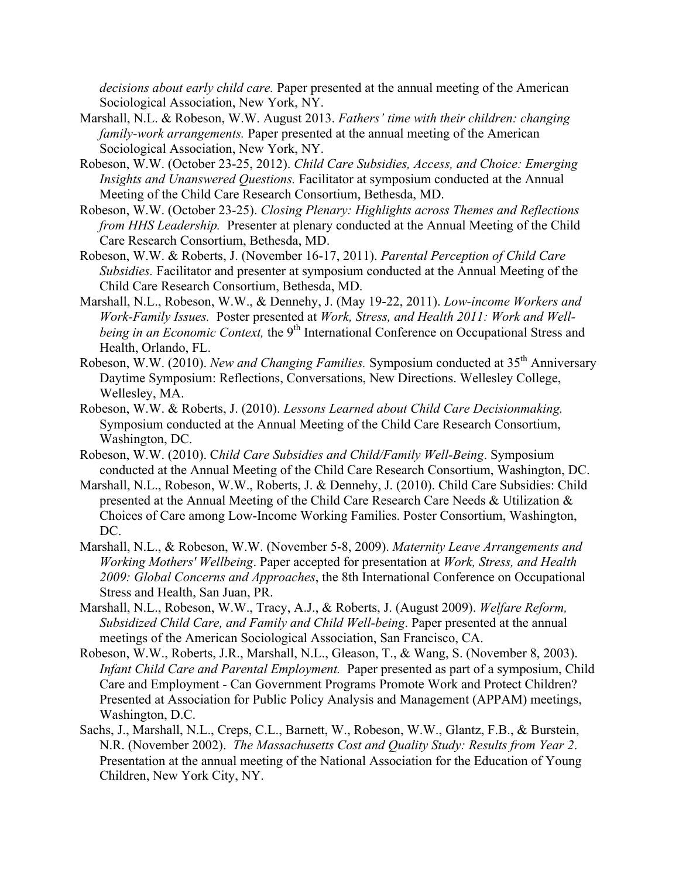*decisions about early child care.* Paper presented at the annual meeting of the American Sociological Association, New York, NY.

Marshall, N.L. & Robeson, W.W. August 2013. *Fathers' time with their children: changing family-work arrangements.* Paper presented at the annual meeting of the American Sociological Association, New York, NY.

Robeson, W.W. (October 23-25, 2012). *Child Care Subsidies, Access, and Choice: Emerging Insights and Unanswered Questions.* Facilitator at symposium conducted at the Annual Meeting of the Child Care Research Consortium, Bethesda, MD.

Robeson, W.W. (October 23-25). *Closing Plenary: Highlights across Themes and Reflections from HHS Leadership.* Presenter at plenary conducted at the Annual Meeting of the Child Care Research Consortium, Bethesda, MD.

Robeson, W.W. & Roberts, J. (November 16-17, 2011). *Parental Perception of Child Care Subsidies.* Facilitator and presenter at symposium conducted at the Annual Meeting of the Child Care Research Consortium, Bethesda, MD.

Marshall, N.L., Robeson, W.W., & Dennehy, J. (May 19-22, 2011). *Low-income Workers and Work-Family Issues.* Poster presented at *Work, Stress, and Health 2011: Work and Well-being in an Economic Context,* the 9th International Conference on Occupational Stress and Health, Orlando, FL.

Robeson, W.W. (2010). *New and Changing Families.* Symposium conducted at 35th Anniversary Daytime Symposium: Reflections, Conversations, New Directions. Wellesley College, Wellesley, MA.

Robeson, W.W. & Roberts, J. (2010). *Lessons Learned about Child Care Decisionmaking.* Symposium conducted at the Annual Meeting of the Child Care Research Consortium, Washington, DC.

Robeson, W.W. (2010). C*hild Care Subsidies and Child/Family Well-Being*. Symposium conducted at the Annual Meeting of the Child Care Research Consortium, Washington, DC.

Marshall, N.L., Robeson, W.W., Roberts, J. & Dennehy, J. (2010). Child Care Subsidies: Child presented at the Annual Meeting of the Child Care Research Care Needs & Utilization & Choices of Care among Low-Income Working Families. Poster Consortium, Washington, DC.

Marshall, N.L., & Robeson, W.W. (November 5-8, 2009). *Maternity Leave Arrangements and Working Mothers' Wellbeing*. Paper accepted for presentation at *Work, Stress, and Health 2009: Global Concerns and Approaches*, the 8th International Conference on Occupational Stress and Health, San Juan, PR.

Marshall, N.L., Robeson, W.W., Tracy, A.J., & Roberts, J. (August 2009). *Welfare Reform, Subsidized Child Care, and Family and Child Well-being*. Paper presented at the annual meetings of the American Sociological Association, San Francisco, CA.

Robeson, W.W., Roberts, J.R., Marshall, N.L., Gleason, T., & Wang, S. (November 8, 2003). *Infant Child Care and Parental Employment.* Paper presented as part of a symposium, Child Care and Employment - Can Government Programs Promote Work and Protect Children? Presented at Association for Public Policy Analysis and Management (APPAM) meetings, Washington, D.C.

Sachs, J., Marshall, N.L., Creps, C.L., Barnett, W., Robeson, W.W., Glantz, F.B., & Burstein, N.R. (November 2002). *The Massachusetts Cost and Quality Study: Results from Year 2*. Presentation at the annual meeting of the National Association for the Education of Young Children, New York City, NY.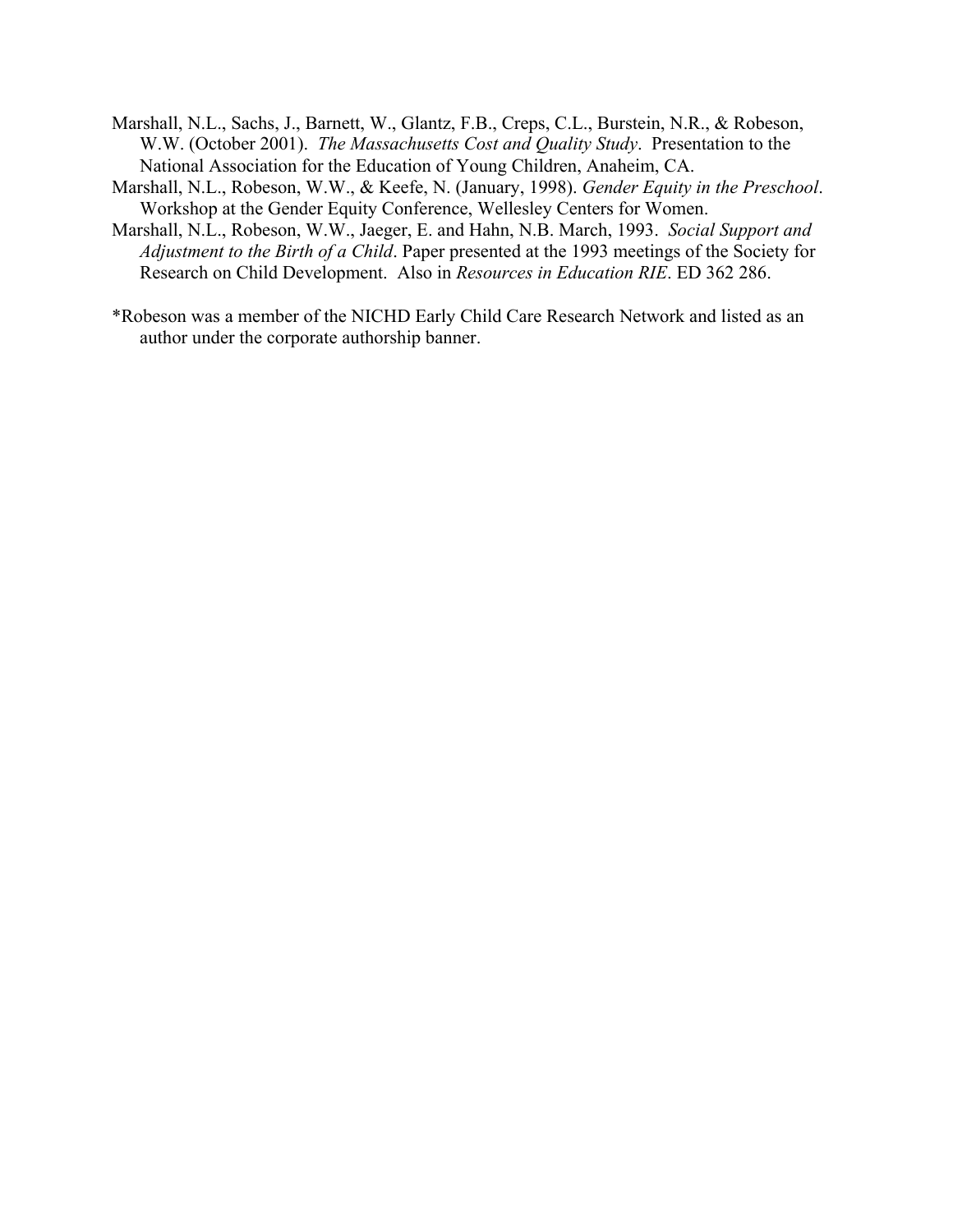Marshall, N.L., Sachs, J., Barnett, W., Glantz, F.B., Creps, C.L., Burstein, N.R., & Robeson, W.W. (October 2001). *The Massachusetts Cost and Quality Study*. Presentation to the National Association for the Education of Young Children, Anaheim, CA.

Marshall, N.L., Robeson, W.W., & Keefe, N. (January, 1998). *Gender Equity in the Preschool*. Workshop at the Gender Equity Conference, Wellesley Centers for Women.

Marshall, N.L., Robeson, W.W., Jaeger, E. and Hahn, N.B. March, 1993. *Social Support and Adjustment to the Birth of a Child*. Paper presented at the 1993 meetings of the Society for Research on Child Development. Also in *Resources in Education RIE*. ED 362 286.

*Robeson was a member of the NICHD Early Child Care Research Network and listed as an author under the corporate authorship banner.